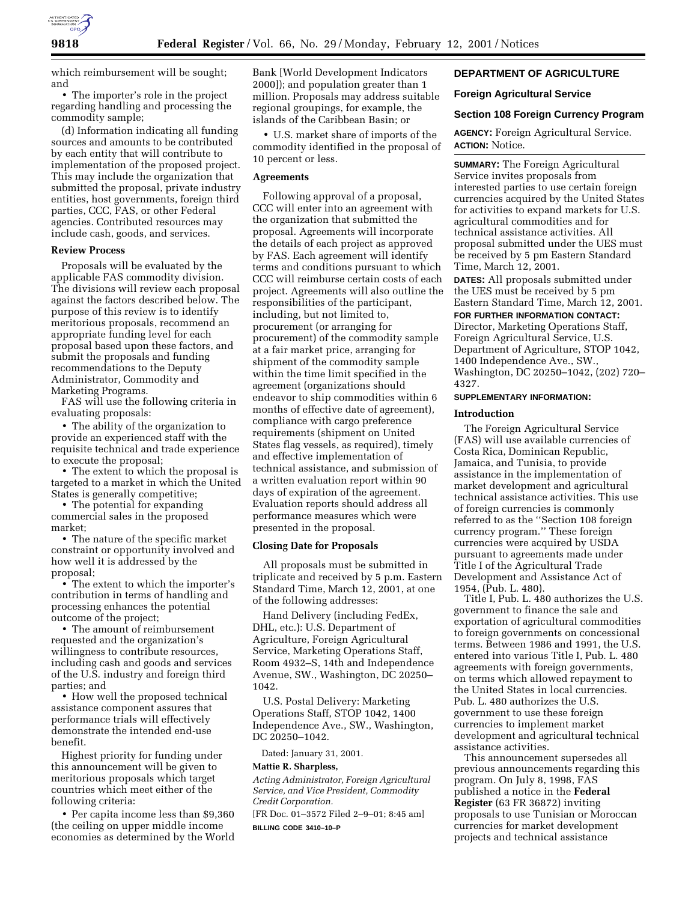which reimbursement will be sought; and

• The importer's role in the project regarding handling and processing the commodity sample;

(d) Information indicating all funding sources and amounts to be contributed by each entity that will contribute to implementation of the proposed project. This may include the organization that submitted the proposal, private industry entities, host governments, foreign third parties, CCC, FAS, or other Federal agencies. Contributed resources may include cash, goods, and services.

**Review Process**

Proposals will be evaluated by the applicable FAS commodity division. The divisions will review each proposal against the factors described below. The purpose of this review is to identify meritorious proposals, recommend an appropriate funding level for each proposal based upon these factors, and submit the proposals and funding recommendations to the Deputy Administrator, Commodity and Marketing Programs.

FAS will use the following criteria in evaluating proposals:

• The ability of the organization to provide an experienced staff with the requisite technical and trade experience to execute the proposal;

• The extent to which the proposal is targeted to a market in which the United States is generally competitive;

• The potential for expanding commercial sales in the proposed market;

• The nature of the specific market constraint or opportunity involved and how well it is addressed by the proposal;

• The extent to which the importer's contribution in terms of handling and processing enhances the potential outcome of the project;

• The amount of reimbursement requested and the organization's willingness to contribute resources, including cash and goods and services of the U.S. industry and foreign third parties; and

• How well the proposed technical assistance component assures that performance trials will effectively demonstrate the intended end-use benefit.

Highest priority for funding under this announcement will be given to meritorious proposals which target countries which meet either of the following criteria:

• Per capita income less than $9,360 (the ceiling on upper middle income economies as determined by the World Bank [World Development Indicators 2000]); and population greater than 1 million. Proposals may address suitable regional groupings, for example, the islands of the Caribbean Basin; or

• U.S. market share of imports of the commodity identified in the proposal of 10 percent or less.

**Agreements**

Following approval of a proposal, CCC will enter into an agreement with the organization that submitted the proposal. Agreements will incorporate the details of each project as approved by FAS. Each agreement will identify terms and conditions pursuant to which CCC will reimburse certain costs of each project. Agreements will also outline the responsibilities of the participant, including, but not limited to, procurement (or arranging for procurement) of the commodity sample at a fair market price, arranging for shipment of the commodity sample within the time limit specified in the agreement (organizations should endeavor to ship commodities within 6 months of effective date of agreement), compliance with cargo preference requirements (shipment on United States flag vessels, as required), timely and effective implementation of technical assistance, and submission of a written evaluation report within 90 days of expiration of the agreement. Evaluation reports should address all performance measures which were presented in the proposal.

**Closing Date for Proposals**

All proposals must be submitted in triplicate and received by 5 p.m. Eastern Standard Time, March 12, 2001, at one of the following addresses:

Hand Delivery (including FedEx, DHL, etc.): U.S. Department of Agriculture, Foreign Agricultural Service, Marketing Operations Staff, Room 4932–S, 14th and Independence Avenue, SW., Washington, DC 20250–1042.

U.S. Postal Delivery: Marketing Operations Staff, STOP 1042, 1400 Independence Ave., SW., Washington, DC 20250–1042.

Dated: January 31, 2001.

**Mattie R. Sharpless,**

*Acting Administrator, Foreign Agricultural Service, and Vice President, Commodity Credit Corporation.*

[FR Doc. 01–3572 Filed 2–9–01; 8:45 am]

**BILLING CODE 3410–10–P**

## DEPARTMENT OF AGRICULTURE

### Foreign Agricultural Service

### Section 108 Foreign Currency Program

**AGENCY:** Foreign Agricultural Service.

**ACTION:** Notice.

**SUMMARY:** The Foreign Agricultural Service invites proposals from interested parties to use certain foreign currencies acquired by the United States for activities to expand markets for U.S. agricultural commodities and for technical assistance activities. All proposal submitted under the UES must be received by 5 pm Eastern Standard Time, March 12, 2001.

**DATES:** All proposals submitted under the UES must be received by 5 pm Eastern Standard Time, March 12, 2001.

**FOR FURTHER INFORMATION CONTACT:** Director, Marketing Operations Staff, Foreign Agricultural Service, U.S. Department of Agriculture, STOP 1042, 1400 Independence Ave., SW., Washington, DC 20250–1042, (202) 720–4327.

**SUPPLEMENTARY INFORMATION:**

**Introduction**

The Foreign Agricultural Service (FAS) will use available currencies of Costa Rica, Dominican Republic, Jamaica, and Tunisia, to provide assistance in the implementation of market development and agricultural technical assistance activities. This use of foreign currencies is commonly referred to as the ''Section 108 foreign currency program.'' These foreign currencies were acquired by USDA pursuant to agreements made under Title I of the Agricultural Trade Development and Assistance Act of 1954, (Pub. L. 480).

Title I, Pub. L. 480 authorizes the U.S. government to finance the sale and exportation of agricultural commodities to foreign governments on concessional terms. Between 1986 and 1991, the U.S. entered into various Title I, Pub. L. 480 agreements with foreign governments, on terms which allowed repayment to the United States in local currencies. Pub. L. 480 authorizes the U.S. government to use these foreign currencies to implement market development and agricultural technical assistance activities.

This announcement supersedes all previous announcements regarding this program. On July 8, 1998, FAS published a notice in the **Federal Register** (63 FR 36872) inviting proposals to use Tunisian or Moroccan currencies for market development projects and technical assistance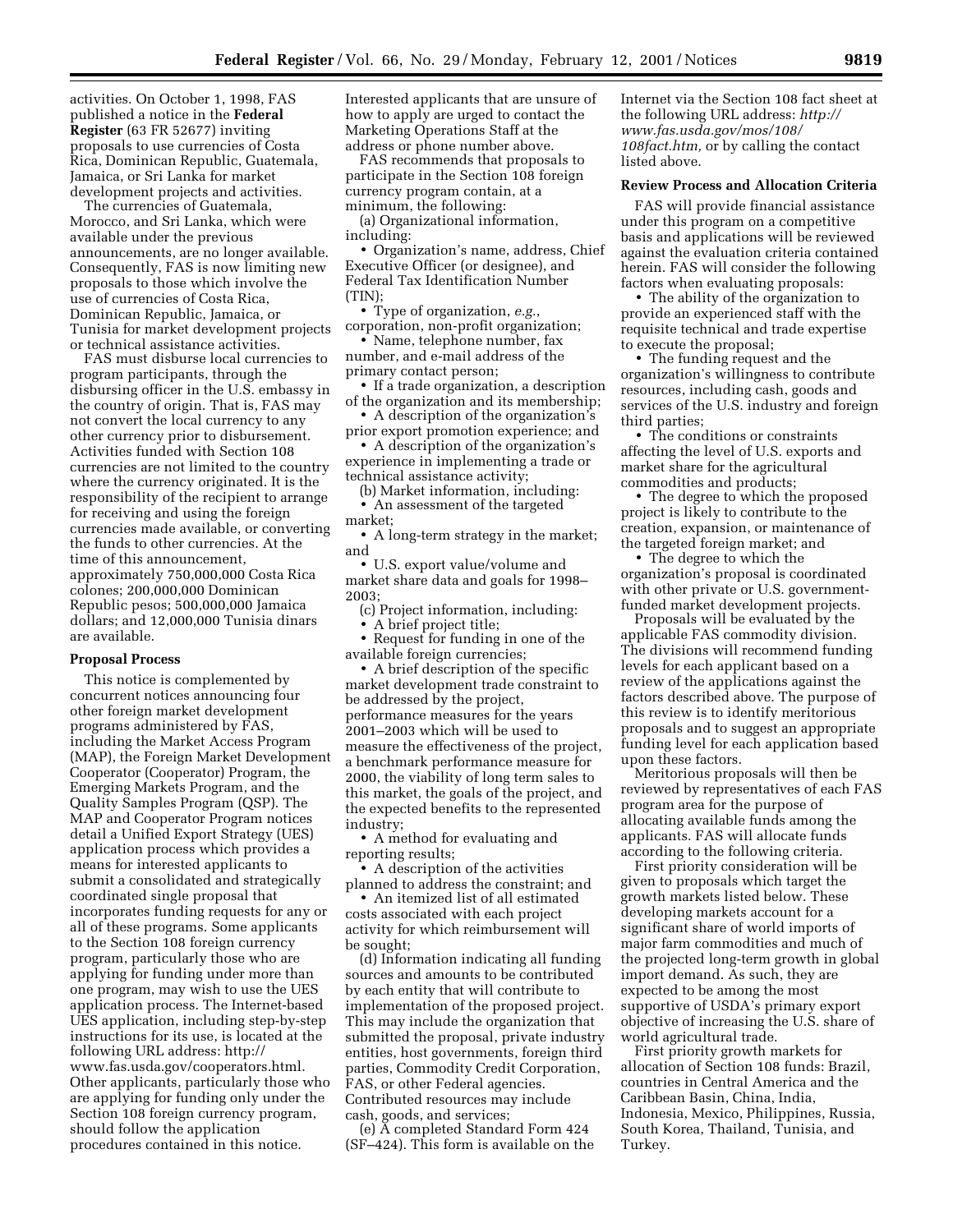activities. On October 1, 1998, FAS published a notice in the **Federal Register** (63 FR 52677) inviting proposals to use currencies of Costa Rica, Dominican Republic, Guatemala, Jamaica, or Sri Lanka for market development projects and activities.

The currencies of Guatemala, Morocco, and Sri Lanka, which were available under the previous announcements, are no longer available. Consequently, FAS is now limiting new proposals to those which involve the use of currencies of Costa Rica, Dominican Republic, Jamaica, or Tunisia for market development projects or technical assistance activities.

FAS must disburse local currencies to program participants, through the disbursing officer in the U.S. embassy in the country of origin. That is, FAS may not convert the local currency to any other currency prior to disbursement. Activities funded with Section 108 currencies are not limited to the country where the currency originated. It is the responsibility of the recipient to arrange for receiving and using the foreign currencies made available, or converting the funds to other currencies. At the time of this announcement, approximately 750,000,000 Costa Rica colones; 200,000,000 Dominican Republic pesos; 500,000,000 Jamaica dollars; and 12,000,000 Tunisia dinars are available.

**Proposal Process**

This notice is complemented by concurrent notices announcing four other foreign market development programs administered by FAS, including the Market Access Program (MAP), the Foreign Market Development Cooperator (Cooperator) Program, the Emerging Markets Program, and the Quality Samples Program (QSP). The MAP and Cooperator Program notices detail a Unified Export Strategy (UES) application process which provides a means for interested applicants to submit a consolidated and strategically coordinated single proposal that incorporates funding requests for any or all of these programs. Some applicants to the Section 108 foreign currency program, particularly those who are applying for funding under more than one program, may wish to use the UES application process. The Internet-based UES application, including step-by-step instructions for its use, is located at the following URL address: http://www.fas.usda.gov/cooperators.html. Other applicants, particularly those who are applying for funding only under the Section 108 foreign currency program, should follow the application procedures contained in this notice. Interested applicants that are unsure of how to apply are urged to contact the Marketing Operations Staff at the address or phone number above.

FAS recommends that proposals to participate in the Section 108 foreign currency program contain, at a minimum, the following:

(a) Organizational information, including:

- Organization's name, address, Chief Executive Officer (or designee), and Federal Tax Identification Number (TIN);
- Type of organization, *e.g.*, corporation, non-profit organization;
- Name, telephone number, fax number, and e-mail address of the primary contact person;
- If a trade organization, a description of the organization and its membership;
- A description of the organization's prior export promotion experience; and
- A description of the organization's experience in implementing a trade or technical assistance activity;

(b) Market information, including:

- An assessment of the targeted market;
- A long-term strategy in the market; and
- U.S. export value/volume and market share data and goals for 1998–2003;

(c) Project information, including:

- A brief project title;
- Request for funding in one of the available foreign currencies;
- A brief description of the specific market development trade constraint to be addressed by the project, performance measures for the years 2001–2003 which will be used to measure the effectiveness of the project, a benchmark performance measure for 2000, the viability of long term sales to this market, the goals of the project, and the expected benefits to the represented industry;
- A method for evaluating and reporting results;
- A description of the activities planned to address the constraint; and
- An itemized list of all estimated costs associated with each project activity for which reimbursement will be sought;

(d) Information indicating all funding sources and amounts to be contributed by each entity that will contribute to implementation of the proposed project. This may include the organization that submitted the proposal, private industry entities, host governments, foreign third parties, Commodity Credit Corporation, FAS, or other Federal agencies. Contributed resources may include cash, goods, and services;

(e) A completed Standard Form 424 (SF–424). This form is available on the Internet via the Section 108 fact sheet at the following URL address: *http://www.fas.usda.gov/mos/108/108fact.htm,* or by calling the contact listed above.

**Review Process and Allocation Criteria**

FAS will provide financial assistance under this program on a competitive basis and applications will be reviewed against the evaluation criteria contained herein. FAS will consider the following factors when evaluating proposals:

- The ability of the organization to provide an experienced staff with the requisite technical and trade expertise to execute the proposal;
- The funding request and the organization's willingness to contribute resources, including cash, goods and services of the U.S. industry and foreign third parties;
- The conditions or constraints affecting the level of U.S. exports and market share for the agricultural commodities and products;
- The degree to which the proposed project is likely to contribute to the creation, expansion, or maintenance of the targeted foreign market; and
- The degree to which the organization's proposal is coordinated with other private or U.S. government-funded market development projects.

Proposals will be evaluated by the applicable FAS commodity division. The divisions will recommend funding levels for each applicant based on a review of the applications against the factors described above. The purpose of this review is to identify meritorious proposals and to suggest an appropriate funding level for each application based upon these factors.

Meritorious proposals will then be reviewed by representatives of each FAS program area for the purpose of allocating available funds among the applicants. FAS will allocate funds according to the following criteria.

First priority consideration will be given to proposals which target the growth markets listed below. These developing markets account for a significant share of world imports of major farm commodities and much of the projected long-term growth in global import demand. As such, they are expected to be among the most supportive of USDA's primary export objective of increasing the U.S. share of world agricultural trade.

First priority growth markets for allocation of Section 108 funds: Brazil, countries in Central America and the Caribbean Basin, China, India, Indonesia, Mexico, Philippines, Russia, South Korea, Thailand, Tunisia, and Turkey.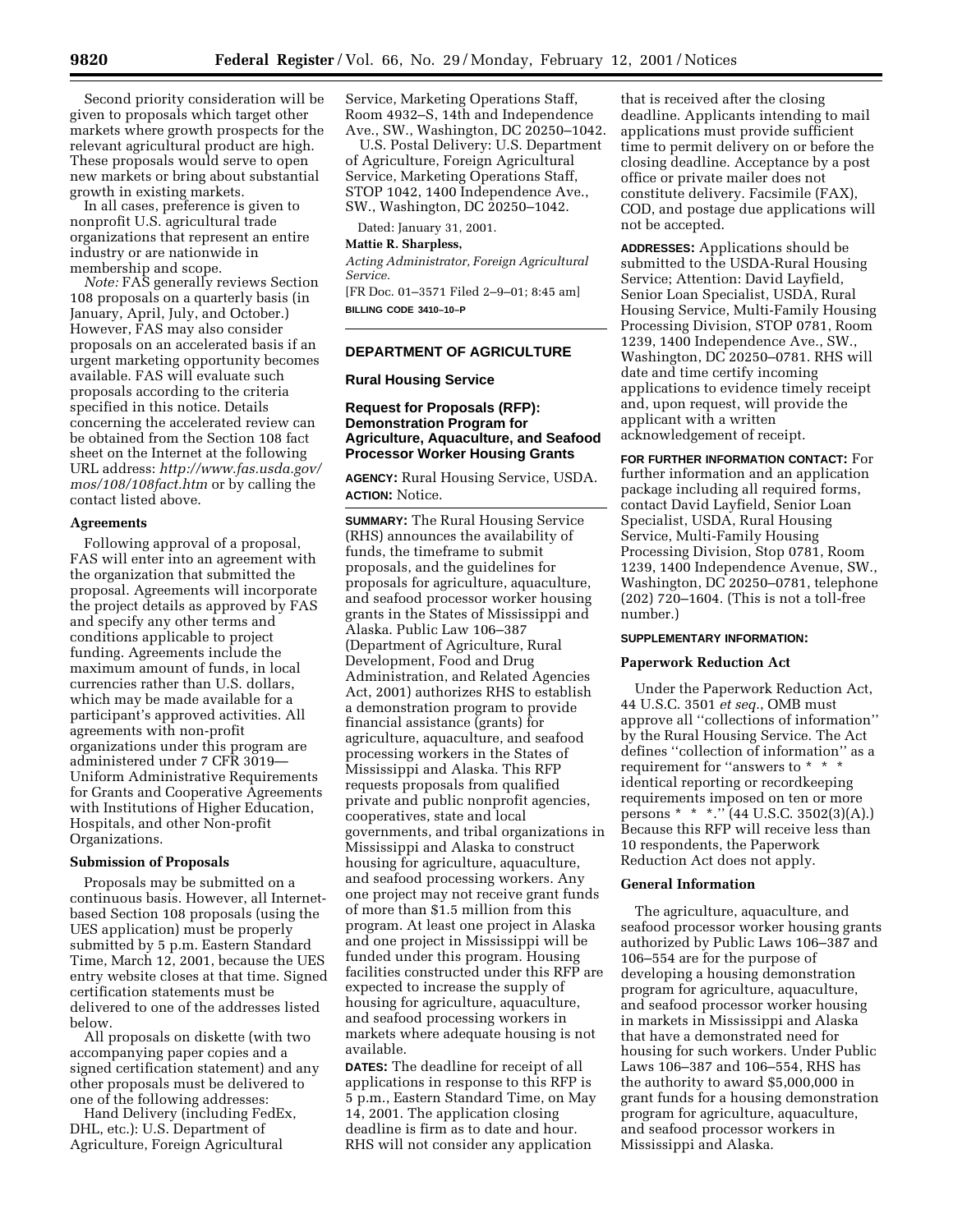Second priority consideration will be given to proposals which target other markets where growth prospects for the relevant agricultural product are high. These proposals would serve to open new markets or bring about substantial growth in existing markets.

In all cases, preference is given to nonprofit U.S. agricultural trade organizations that represent an entire industry or are nationwide in membership and scope.

*Note:* FAS generally reviews Section 108 proposals on a quarterly basis (in January, April, July, and October.) However, FAS may also consider proposals on an accelerated basis if an urgent marketing opportunity becomes available. FAS will evaluate such proposals according to the criteria specified in this notice. Details concerning the accelerated review can be obtained from the Section 108 fact sheet on the Internet at the following URL address: *http://www.fas.usda.gov/mos/108/108fact.htm* or by calling the contact listed above.

**Agreements**

Following approval of a proposal, FAS will enter into an agreement with the organization that submitted the proposal. Agreements will incorporate the project details as approved by FAS and specify any other terms and conditions applicable to project funding. Agreements include the maximum amount of funds, in local currencies rather than U.S. dollars, which may be made available for a participant's approved activities. All agreements with non-profit organizations under this program are administered under 7 CFR 3019—Uniform Administrative Requirements for Grants and Cooperative Agreements with Institutions of Higher Education, Hospitals, and other Non-profit Organizations.

**Submission of Proposals**

Proposals may be submitted on a continuous basis. However, all Internet-based Section 108 proposals (using the UES application) must be properly submitted by 5 p.m. Eastern Standard Time, March 12, 2001, because the UES entry website closes at that time. Signed certification statements must be delivered to one of the addresses listed below.

All proposals on diskette (with two accompanying paper copies and a signed certification statement) and any other proposals must be delivered to one of the following addresses:

Hand Delivery (including FedEx, DHL, etc.): U.S. Department of Agriculture, Foreign Agricultural Service, Marketing Operations Staff, Room 4932–S, 14th and Independence Ave., SW., Washington, DC 20250–1042.

U.S. Postal Delivery: U.S. Department of Agriculture, Foreign Agricultural Service, Marketing Operations Staff, STOP 1042, 1400 Independence Ave., SW., Washington, DC 20250–1042.

Dated: January 31, 2001.

**Mattie R. Sharpless,**

*Acting Administrator, Foreign Agricultural Service.*

[FR Doc. 01–3571 Filed 2–9–01; 8:45 am]

**BILLING CODE 3410–10–P**

## DEPARTMENT OF AGRICULTURE

### Rural Housing Service

### Request for Proposals (RFP): Demonstration Program for Agriculture, Aquaculture, and Seafood Processor Worker Housing Grants

**AGENCY:** Rural Housing Service, USDA.

**ACTION:** Notice.

**SUMMARY:** The Rural Housing Service (RHS) announces the availability of funds, the timeframe to submit proposals, and the guidelines for proposals for agriculture, aquaculture, and seafood processor worker housing grants in the States of Mississippi and Alaska. Public Law 106–387 (Department of Agriculture, Rural Development, Food and Drug Administration, and Related Agencies Act, 2001) authorizes RHS to establish a demonstration program to provide financial assistance (grants) for agriculture, aquaculture, and seafood processing workers in the States of Mississippi and Alaska. This RFP requests proposals from qualified private and public nonprofit agencies, cooperatives, state and local governments, and tribal organizations in Mississippi and Alaska to construct housing for agriculture, aquaculture, and seafood processing workers. Any one project may not receive grant funds of more than $1.5 million from this program. At least one project in Alaska and one project in Mississippi will be funded under this program. Housing facilities constructed under this RFP are expected to increase the supply of housing for agriculture, aquaculture, and seafood processing workers in markets where adequate housing is not available.

**DATES:** The deadline for receipt of all applications in response to this RFP is 5 p.m., Eastern Standard Time, on May 14, 2001. The application closing deadline is firm as to date and hour. RHS will not consider any application that is received after the closing deadline. Applicants intending to mail applications must provide sufficient time to permit delivery on or before the closing deadline. Acceptance by a post office or private mailer does not constitute delivery. Facsimile (FAX), COD, and postage due applications will not be accepted.

**ADDRESSES:** Applications should be submitted to the USDA-Rural Housing Service; Attention: David Layfield, Senior Loan Specialist, USDA, Rural Housing Service, Multi-Family Housing Processing Division, STOP 0781, Room 1239, 1400 Independence Ave., SW., Washington, DC 20250–0781. RHS will date and time certify incoming applications to evidence timely receipt and, upon request, will provide the applicant with a written acknowledgement of receipt.

**FOR FURTHER INFORMATION CONTACT:** For further information and an application package including all required forms, contact David Layfield, Senior Loan Specialist, USDA, Rural Housing Service, Multi-Family Housing Processing Division, Stop 0781, Room 1239, 1400 Independence Avenue, SW., Washington, DC 20250–0781, telephone (202) 720–1604. (This is not a toll-free number.)

**SUPPLEMENTARY INFORMATION:**

**Paperwork Reduction Act**

Under the Paperwork Reduction Act, 44 U.S.C. 3501 *et seq.*, OMB must approve all ''collections of information'' by the Rural Housing Service. The Act defines ''collection of information'' as a requirement for ''answers to * * * identical reporting or recordkeeping requirements imposed on ten or more persons * * *.'' (44 U.S.C. 3502(3)(A).) Because this RFP will receive less than 10 respondents, the Paperwork Reduction Act does not apply.

**General Information**

The agriculture, aquaculture, and seafood processor worker housing grants authorized by Public Laws 106–387 and 106–554 are for the purpose of developing a housing demonstration program for agriculture, aquaculture, and seafood processor worker housing in markets in Mississippi and Alaska that have a demonstrated need for housing for such workers. Under Public Laws 106–387 and 106–554, RHS has the authority to award $5,000,000 in grant funds for a housing demonstration program for agriculture, aquaculture, and seafood processor workers in Mississippi and Alaska.